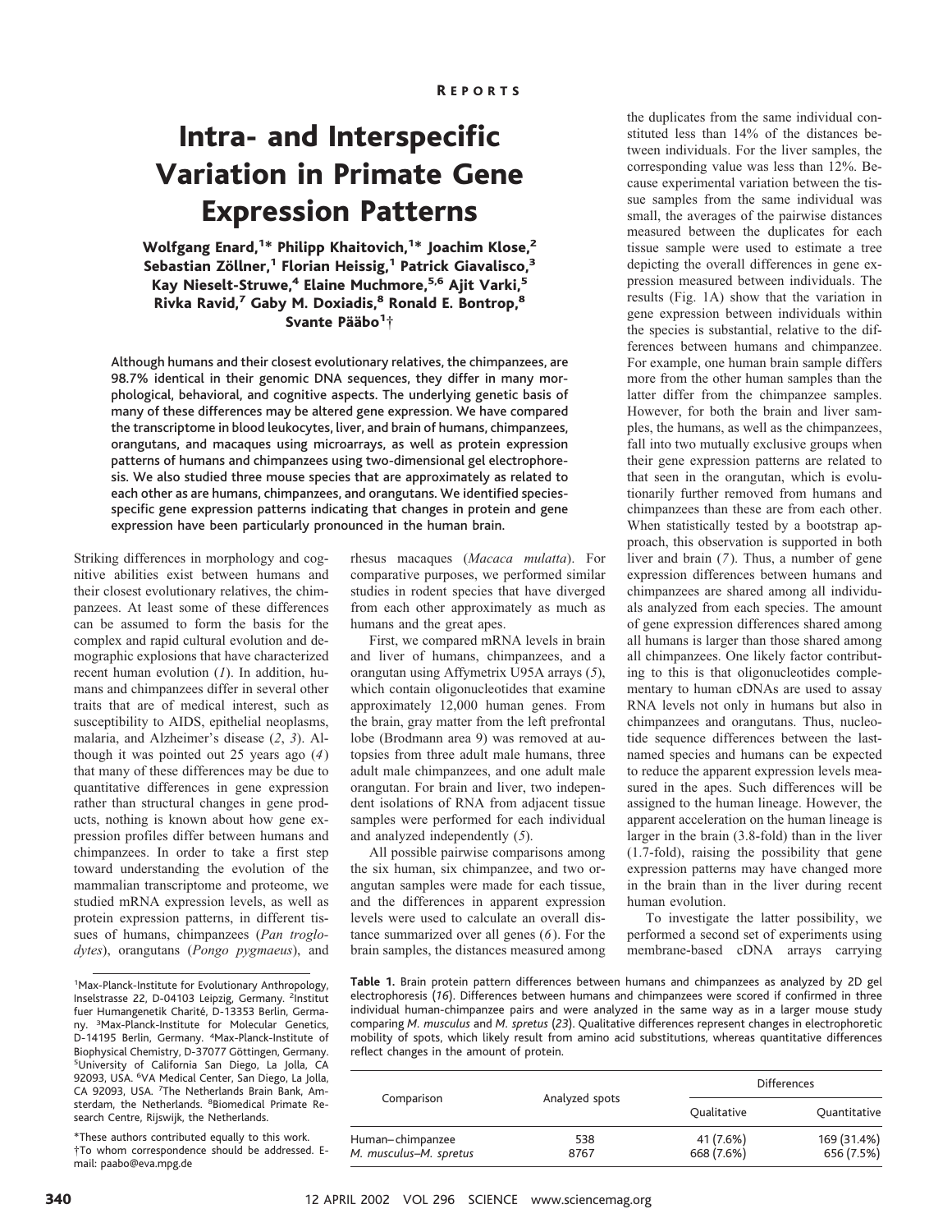# Intra- and Interspecific Variation in Primate Gene Expression Patterns

**Wolfgang Enard,[1*] Philipp Khaitovich,[1*] Joachim Klose,[2] Sebastian Zöllner,[1] Florian Heissig,[1] Patrick Giavalisco,[3] Kay Nieselt-Struwe,[4] Elaine Muchmore,[5,6] Ajit Varki,[5] Rivka Ravid,[7] Gaby M. Doxiadis,[8] Ronald E. Bontrop,[8] Svante Pääbo[1]†**

Although humans and their closest evolutionary relatives, the chimpanzees, are 98.7% identical in their genomic DNA sequences, they differ in many morphological, behavioral, and cognitive aspects. The underlying genetic basis of many of these differences may be altered gene expression. We have compared the transcriptome in blood leukocytes, liver, and brain of humans, chimpanzees, orangutans, and macaques using microarrays, as well as protein expression patterns of humans and chimpanzees using two-dimensional gel electrophoresis. We also studied three mouse species that are approximately as related to each other as are humans, chimpanzees, and orangutans. We identified species-specific gene expression patterns indicating that changes in protein and gene expression have been particularly pronounced in the human brain.

Striking differences in morphology and cognitive abilities exist between humans and their closest evolutionary relatives, the chimpanzees. At least some of these differences can be assumed to form the basis for the complex and rapid cultural evolution and demographic explosions that have characterized recent human evolution (*1*). In addition, humans and chimpanzees differ in several other traits that are of medical interest, such as susceptibility to AIDS, epithelial neoplasms, malaria, and Alzheimer's disease (*2*, *3*). Although it was pointed out 25 years ago (*4*) that many of these differences may be due to quantitative differences in gene expression rather than structural changes in gene products, nothing is known about how gene expression profiles differ between humans and chimpanzees. In order to take a first step toward understanding the evolution of the mammalian transcriptome and proteome, we studied mRNA expression levels, as well as protein expression patterns, in different tissues of humans, chimpanzees (*Pan troglodytes*), orangutans (*Pongo pygmaeus*), and rhesus macaques (*Macaca mulatta*). For comparative purposes, we performed similar studies in rodent species that have diverged from each other approximately as much as humans and the great apes.

First, we compared mRNA levels in brain and liver of humans, chimpanzees, and a orangutan using Affymetrix U95A arrays (*5*), which contain oligonucleotides that examine approximately 12,000 human genes. From the brain, gray matter from the left prefrontal lobe (Brodmann area 9) was removed at autopsies from three adult male humans, three adult male chimpanzees, and one adult male orangutan. For brain and liver, two independent isolations of RNA from adjacent tissue samples were performed for each individual and analyzed independently (*5*).

All possible pairwise comparisons among the six human, six chimpanzee, and two orangutan samples were made for each tissue, and the differences in apparent expression levels were used to calculate an overall distance summarized over all genes (*6*). For the brain samples, the distances measured among the duplicates from the same individual constituted less than 14% of the distances between individuals. For the liver samples, the corresponding value was less than 12%. Because experimental variation between the tissue samples from the same individual was small, the averages of the pairwise distances measured between the duplicates for each tissue sample were used to estimate a tree depicting the overall differences in gene expression measured between individuals. The results (Fig. 1A) show that the variation in gene expression between individuals within the species is substantial, relative to the differences between humans and chimpanzee. For example, one human brain sample differs more from the other human samples than the latter differ from the chimpanzee samples. However, for both the brain and liver samples, the humans, as well as the chimpanzees, fall into two mutually exclusive groups when their gene expression patterns are related to that seen in the orangutan, which is evolutionarily further removed from humans and chimpanzees than these are from each other. When statistically tested by a bootstrap approach, this observation is supported in both liver and brain (*7*). Thus, a number of gene expression differences between humans and chimpanzees are shared among all individuals analyzed from each species. The amount of gene expression differences shared among all humans is larger than those shared among all chimpanzees. One likely factor contributing to this is that oligonucleotides complementary to human cDNAs are used to assay RNA levels not only in humans but also in chimpanzees and orangutans. Thus, nucleotide sequence differences between the last-named species and humans can be expected to reduce the apparent expression levels measured in the apes. Such differences will be assigned to the human lineage. However, the apparent acceleration on the human lineage is larger in the brain (3.8-fold) than in the liver (1.7-fold), raising the possibility that gene expression patterns may have changed more in the brain than in the liver during recent human evolution.

To investigate the latter possibility, we performed a second set of experiments using membrane-based cDNA arrays carrying

**Table 1.** Brain protein pattern differences between humans and chimpanzees as analyzed by 2D gel electrophoresis (*16*). Differences between humans and chimpanzees were scored if confirmed in three individual human-chimpanzee pairs and were analyzed in the same way as in a larger mouse study comparing *M. musculus* and *M. spretus* (*23*). Qualitative differences represent changes in electrophoretic mobility of spots, which likely result from amino acid substitutions, whereas quantitative differences reflect changes in the amount of protein.

| Comparison | Analyzed spots | Differences | |
|---|---|---|---|
| | | Qualitative | Quantitative |
| Human–chimpanzee | 538 | 41 (7.6%) | 169 (31.4%) |
| *M. musculus*–*M. spretus* | 8767 | 668 (7.6%) | 656 (7.5%) |

[1]Max-Planck-Institute for Evolutionary Anthropology, Inselstrasse 22, D-04103 Leipzig, Germany. [2]Institut fuer Humangenetik Charité, D-13353 Berlin, Germany. [3]Max-Planck-Institute for Molecular Genetics, D-14195 Berlin, Germany. [4]Max-Planck-Institute of Biophysical Chemistry, D-37077 Göttingen, Germany. [5]University of California San Diego, La Jolla, CA 92093, USA. [6]VA Medical Center, San Diego, La Jolla, CA 92093, USA. [7]The Netherlands Brain Bank, Amsterdam, the Netherlands. [8]Biomedical Primate Research Centre, Rijswijk, the Netherlands.

*These authors contributed equally to this work.
†To whom correspondence should be addressed. E-mail: paabo@eva.mpg.de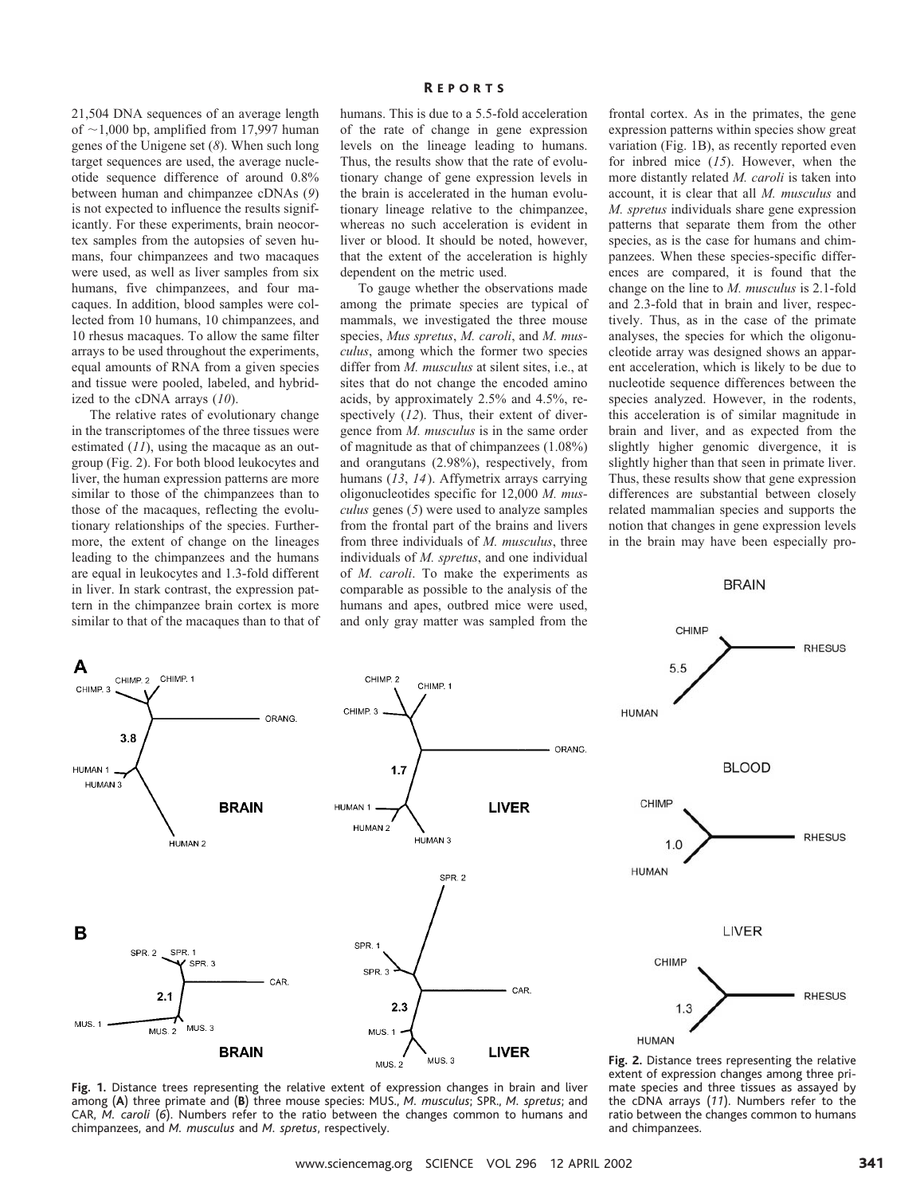21,504 DNA sequences of an average length of ~1,000 bp, amplified from 17,997 human genes of the Unigene set (*8*). When such long target sequences are used, the average nucleotide sequence difference of around 0.8% between human and chimpanzee cDNAs (*9*) is not expected to influence the results significantly. For these experiments, brain neocortex samples from the autopsies of seven humans, four chimpanzees and two macaques were used, as well as liver samples from six humans, five chimpanzees, and four macaques. In addition, blood samples were collected from 10 humans, 10 chimpanzees, and 10 rhesus macaques. To allow the same filter arrays to be used throughout the experiments, equal amounts of RNA from a given species and tissue were pooled, labeled, and hybridized to the cDNA arrays (*10*).

The relative rates of evolutionary change in the transcriptomes of the three tissues were estimated (*11*), using the macaque as an outgroup (Fig. 2). For both blood leukocytes and liver, the human expression patterns are more similar to those of the chimpanzees than to those of the macaques, reflecting the evolutionary relationships of the species. Furthermore, the extent of change on the lineages leading to the chimpanzees and the humans are equal in leukocytes and 1.3-fold different in liver. In stark contrast, the expression pattern in the chimpanzee brain cortex is more similar to that of the macaques than to that of humans. This is due to a 5.5-fold acceleration of the rate of change in gene expression levels on the lineage leading to humans. Thus, the results show that the rate of evolutionary change of gene expression levels in the brain is accelerated in the human evolutionary lineage relative to the chimpanzee, whereas no such acceleration is evident in liver or blood. It should be noted, however, that the extent of the acceleration is highly dependent on the metric used.

To gauge whether the observations made among the primate species are typical of mammals, we investigated the three mouse species, *Mus spretus*, *M. caroli*, and *M. musculus*, among which the former two species differ from *M. musculus* at silent sites, i.e., at sites that do not change the encoded amino acids, by approximately 2.5% and 4.5%, respectively (*12*). Thus, their extent of divergence from *M. musculus* is in the same order of magnitude as that of chimpanzees (1.08%) and orangutans (2.98%), respectively, from humans (*13*, *14*). Affymetrix arrays carrying oligonucleotides specific for 12,000 *M. musculus* genes (*5*) were used to analyze samples from the frontal part of the brains and livers from three individuals of *M. musculus*, three individuals of *M. spretus*, and one individual of *M. caroli*. To make the experiments as comparable as possible to the analysis of the humans and apes, outbred mice were used, and only gray matter was sampled from the frontal cortex. As in the primates, the gene expression patterns within species show great variation (Fig. 1B), as recently reported even for inbred mice (*15*). However, when the more distantly related *M. caroli* is taken into account, it is clear that all *M. musculus* and *M. spretus* individuals share gene expression patterns that separate them from the other species, as is the case for humans and chimpanzees. When these species-specific differences are compared, it is found that the change on the line to *M. musculus* is 2.1-fold and 2.3-fold that in brain and liver, respectively. Thus, as in the case of the primate analyses, the species for which the oligonucleotide array was designed shows an apparent acceleration, which is likely to be due to nucleotide sequence differences between the species analyzed. However, in the rodents, this acceleration is of similar magnitude in brain and liver, and as expected from the slightly higher genomic divergence, it is slightly higher than that seen in primate liver. Thus, these results show that gene expression differences are substantial between closely related mammalian species and supports the notion that changes in gene expression levels in the brain may have been especially pro-

**Fig. 1.** Distance trees representing the relative extent of expression changes in brain and liver among (**A**) three primate and (**B**) three mouse species: MUS., *M. musculus*; SPR., *M. spretus*; and CAR, *M. caroli* (*6*). Numbers refer to the ratio between the changes common to humans and chimpanzees, and *M. musculus* and *M. spretus*, respectively.

**Fig. 2.** Distance trees representing the relative extent of expression changes among three primate species and three tissues as assayed by the cDNA arrays (*11*). Numbers refer to the ratio between the changes common to humans and chimpanzees.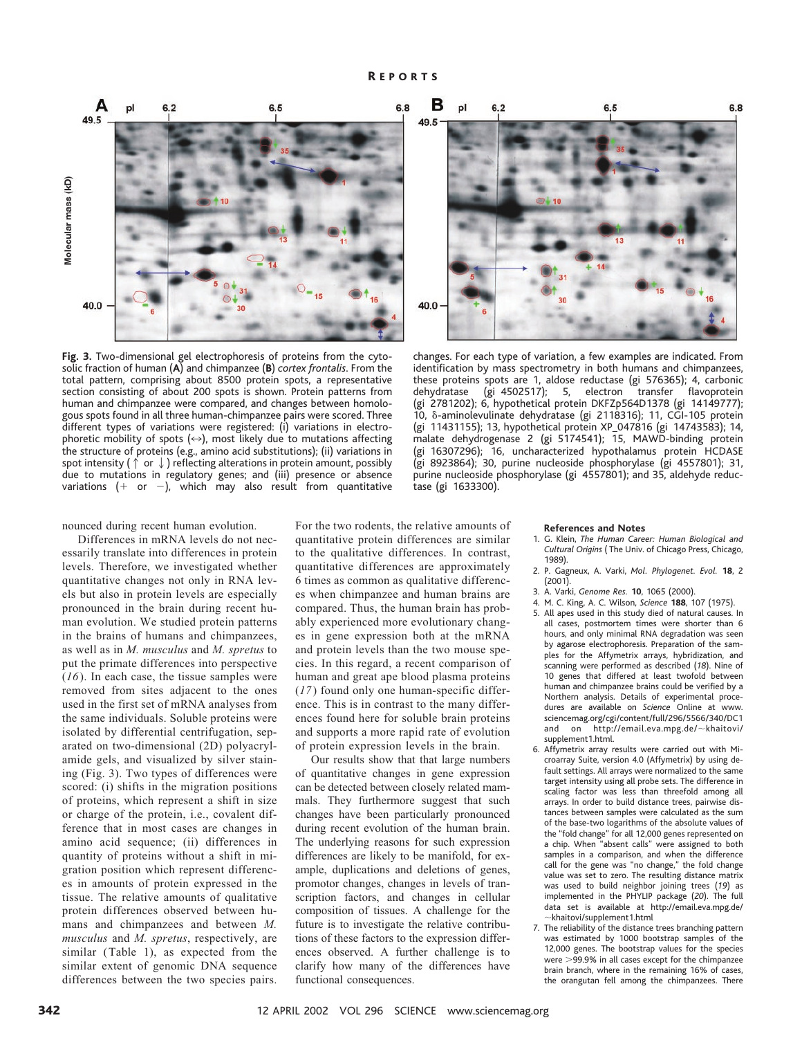A pI 6.2 6.5 6.8

49.5

Molecular mass (kD)

40.0

35 1 10 13 11 14 5 31 30 15 16 6 4

B pI 6.2 6.5 6.8

49.5

40.0

35 1 10 13 11 14 5 31 30 15 16 6 4

**Fig. 3.** Two-dimensional gel electrophoresis of proteins from the cytosolic fraction of human (**A**) and chimpanzee (**B**) *cortex frontalis*. From the total pattern, comprising about 8500 protein spots, a representative section consisting of about 200 spots is shown. Protein patterns from human and chimpanzee were compared, and changes between homologous spots found in all three human-chimpanzee pairs were scored. Three different types of variations were registered: (i) variations in electrophoretic mobility of spots (↔), most likely due to mutations affecting the structure of proteins (e.g., amino acid substitutions); (ii) variations in spot intensity (↑ or ↓) reflecting alterations in protein amount, possibly due to mutations in regulatory genes; and (iii) presence or absence variations (+ or −), which may also result from quantitative changes. For each type of variation, a few examples are indicated. From identification by mass spectrometry in both humans and chimpanzees, these proteins spots are 1, aldose reductase (gi 576365); 4, carbonic dehydratase (gi 4502517); 5, electron transfer flavoprotein (gi 2781202); 6, hypothetical protein DKFZp564D1378 (gi 14149777); 10, δ-aminolevulinate dehydratase (gi 2118316); 11, CGI-105 protein (gi 11431155); 13, hypothetical protein XP_047816 (gi 14743583); 14, malate dehydrogenase 2 (gi 5174541); 15, MAWD-binding protein (gi 16307296); 16, uncharacterized hypothalamus protein HCDASE (gi 8923864); 30, purine nucleoside phosphorylase (gi 4557801); 31, purine nucleoside phosphorylase (gi 4557801); and 35, aldehyde reductase (gi 1633300).

nounced during recent human evolution.

Differences in mRNA levels do not necessarily translate into differences in protein levels. Therefore, we investigated whether quantitative changes not only in RNA levels but also in protein levels are especially pronounced in the brain during recent human evolution. We studied protein patterns in the brains of humans and chimpanzees, as well as in *M. musculus* and *M. spretus* to put the primate differences into perspective (*16*). In each case, the tissue samples were removed from sites adjacent to the ones used in the first set of mRNA analyses from the same individuals. Soluble proteins were isolated by differential centrifugation, separated on two-dimensional (2D) polyacrylamide gels, and visualized by silver staining (Fig. 3). Two types of differences were scored: (i) shifts in the migration positions of proteins, which represent a shift in size or charge of the protein, i.e., covalent difference that in most cases are changes in amino acid sequence; (ii) differences in quantity of proteins without a shift in migration position which represent differences in amounts of protein expressed in the tissue. The relative amounts of qualitative protein differences observed between humans and chimpanzees and between *M. musculus* and *M. spretus*, respectively, are similar (Table 1), as expected from the similar extent of genomic DNA sequence differences between the two species pairs. For the two rodents, the relative amounts of quantitative protein differences are similar to the qualitative differences. In contrast, quantitative differences are approximately 6 times as common as qualitative differences when chimpanzee and human brains are compared. Thus, the human brain has probably experienced more evolutionary changes in gene expression both at the mRNA and protein levels than the two mouse species. In this regard, a recent comparison of human and great ape blood plasma proteins (*17*) found only one human-specific difference. This is in contrast to the many differences found here for soluble brain proteins and supports a more rapid rate of evolution of protein expression levels in the brain.

Our results show that that large numbers of quantitative changes in gene expression can be detected between closely related mammals. They furthermore suggest that such changes have been particularly pronounced during recent evolution of the human brain. The underlying reasons for such expression differences are likely to be manifold, for example, duplications and deletions of genes, promotor changes, changes in levels of transcription factors, and changes in cellular composition of tissues. A challenge for the future is to investigate the relative contributions of these factors to the expression differences observed. A further challenge is to clarify how many of the differences have functional consequences.

### References and Notes

1. G. Klein, *The Human Career: Human Biological and Cultural Origins* (The Univ. of Chicago Press, Chicago, 1989).
2. P. Gagneux, A. Varki, *Mol. Phylogenet. Evol.* **18**, 2 (2001).
3. A. Varki, *Genome Res.* **10**, 1065 (2000).
4. M. C. King, A. C. Wilson, *Science* **188**, 107 (1975).
5. All apes used in this study died of natural causes. In all cases, postmortem times were shorter than 6 hours, and only minimal RNA degradation was seen by agarose electrophoresis. Preparation of the samples for the Affymetrix arrays, hybridization, and scanning were performed as described (*18*). Nine of 10 genes that differed at least twofold between human and chimpanzee brains could be verified by a Northern analysis. Details of experimental procedures are available on *Science* Online at www.sciencemag.org/cgi/content/full/296/5566/340/DC1 and on http://email.eva.mpg.de/~khaitovi/supplement1.html.
6. Affymetrix array results were carried out with Microarray Suite, version 4.0 (Affymetrix) by using default settings. All arrays were normalized to the same target intensity using all probe sets. The difference in scaling factor was less than threefold among all arrays. In order to build distance trees, pairwise distances between samples were calculated as the sum of the base-two logarithms of the absolute values of the "fold change" for all 12,000 genes represented on a chip. When "absent calls" were assigned to both samples in a comparison, and when the difference call for the gene was "no change," the fold change value was set to zero. The resulting distance matrix was used to build neighbor joining trees (*19*) as implemented in the PHYLIP package (*20*). The full data set is available at http://email.eva.mpg.de/~khaitovi/supplement1.html
7. The reliability of the distance trees branching pattern was estimated by 1000 bootstrap samples of the 12,000 genes. The bootstrap values for the species were >99.9% in all cases except for the chimpanzee brain branch, where in the remaining 16% of cases, the orangutan fell among the chimpanzees. There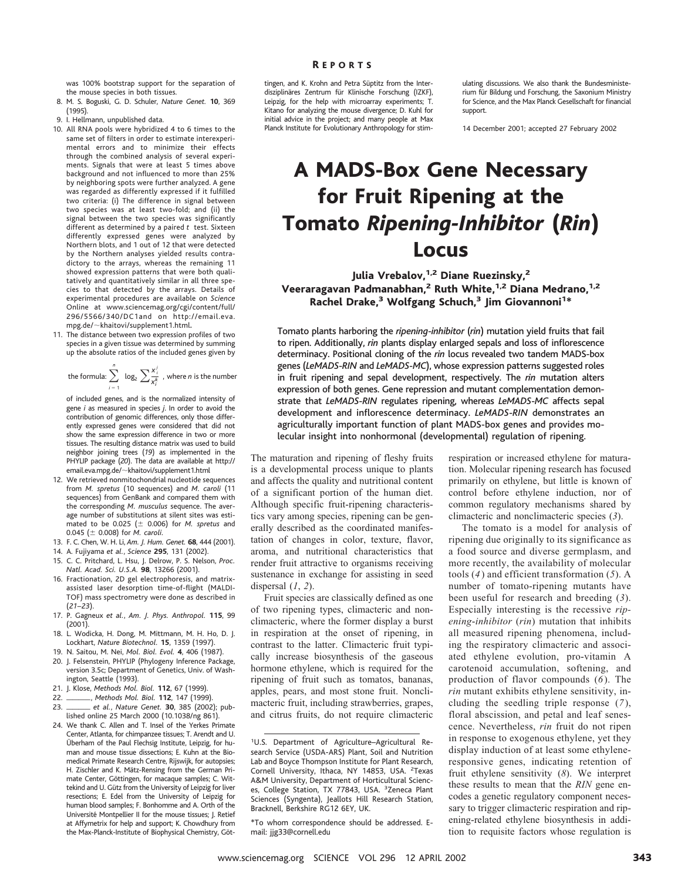was 100% bootstrap support for the separation of the mouse species in both tissues.

8. M. S. Boguski, G. D. Schuler, *Nature Genet.* **10**, 369 (1995).
9. I. Hellmann, unpublished data.
10. All RNA pools were hybridized 4 to 6 times to the same set of filters in order to estimate interexperimental errors and to minimize their effects through the combined analysis of several experiments. Signals that were at least 5 times above background and not influenced to more than 25% by neighboring spots were further analyzed. A gene was regarded as differently expressed if it fulfilled two criteria: (i) The difference in signal between two species was at least two-fold; and (ii) the signal between the two species was significantly different as determined by a paired *t* test. Sixteen differently expressed genes were analyzed by Northern blots, and 1 out of 12 that were detected by the Northern analyses yielded results contradictory to the arrays, whereas the remaining 11 showed expression patterns that were both qualitatively and quantitatively similar in all three species to that detected by the arrays. Details of experimental procedures are available on *Science* Online at www.sciencemag.org/cgi/content/full/296/5566/340/DC1and on http://email.eva.mpg.de/~khaitovi/supplement1.html.
11. The distance between two expression profiles of two species in a given tissue was determined by summing up the absolute ratios of the included genes given by the formula: $\sum_{i=1}^{n} \log_2 \sum \frac{x_i^j}{x_i^k}$, where *n* is the number of included genes, and is the normalized intensity of gene *i* as measured in species *j*. In order to avoid the contribution of genomic differences, only those differently expressed genes were considered that did not show the same expression difference in two or more tissues. The resulting distance matrix was used to build neighbor joining trees (*19*) as implemented in the PHYLIP package (*20*). The data are available at http://email.eva.mpg.de/~khaitovi/supplement1.html
12. We retrieved nonmitochondrial nucleotide sequences from *M. spretus* (10 sequences) and *M. caroli* (11 sequences) from GenBank and compared them with the corresponding *M. musculus* sequence. The average number of substitutions at silent sites was estimated to be 0.025 (± 0.006) for *M. spretus* and 0.045 (± 0.008) for *M. caroli*.
13. F. C. Chen, W. H. Li, *Am. J. Hum. Genet.* **68**, 444 (2001).
14. A. Fujiyama *et al.*, *Science* **295**, 131 (2002).
15. C. C. Pritchard, L. Hsu, J. Delrow, P. S. Nelson, *Proc. Natl. Acad. Sci. U.S.A.* **98**, 13266 (2001).
16. Fractionation, 2D gel electrophoresis, and matrix-assisted laser desorption time-of-flight (MALDI-TOF) mass spectrometry were done as described in (*21–23*).
17. P. Gagneux *et al.*, *Am. J. Phys. Anthropol.* **115**, 99 (2001).
18. L. Wodicka, H. Dong, M. Mittmann, M. H. Ho, D. J. Lockhart, *Nature Biotechnol.* **15**, 1359 (1997).
19. N. Saitou, M. Nei, *Mol. Biol. Evol.* **4**, 406 (1987).
20. J. Felsenstein, PHYLIP (Phylogeny Inference Package, version 3.5c; Department of Genetics, Univ. of Washington, Seattle (1993).
21. J. Klose, *Methods Mol. Biol.* **112**, 67 (1999).
22. \_\_\_\_\_\_, *Methods Mol. Biol.* **112**, 147 (1999).
23. \_\_\_\_\_\_ *et al.*, *Nature Genet.* **30**, 385 (2002); published online 25 March 2000 (10.1038/ng 861).
24. We thank C. Allen and T. Insel of the Yerkes Primate Center, Atlanta, for chimpanzee tissues; T. Arendt and U. Überham of the Paul Flechsig Institute, Leipzig, for human and mouse tissue dissections; E. Kuhn at the Biomedical Primate Research Centre, Rijswijk, for autopsies; H. Zischler and K. Mätz-Rensing from the German Primate Center, Göttingen, for macaque samples; C. Wittekind and U. Gütz from the University of Leipzig for liver resections; E. Edel from the University of Leipzig for human blood samples; F. Bonhomme and A. Orth of the Université Montpellier II for the mouse tissues; J. Retief at Affymetrix for help and support; K. Chowdhury from the Max-Planck-Institute of Biophysical Chemistry, Göttingen, and K. Krohn and Petra Süptitz from the Interdisziplinäres Zentrum für Klinische Forschung (IZKF), Leipzig, for the help with microarray experiments; T. Kitano for analyzing the mouse divergence; D. Kuhl for initial advice in the project; and many people at Max Planck Institute for Evolutionary Anthropology for stimulating discussions. We also thank the Bundesministerium für Bildung und Forschung, the Saxonium Ministry for Science, and the Max Planck Gesellschaft for financial support.

14 December 2001; accepted 27 February 2002

# A MADS-Box Gene Necessary for Fruit Ripening at the Tomato *Ripening-Inhibitor* (*Rin*) Locus

**Julia Vrebalov,[1,2] Diane Ruezinsky,[2] Veeraragavan Padmanabhan,[2] Ruth White,[1,2] Diana Medrano,[1,2] Rachel Drake,[3] Wolfgang Schuch,[3] Jim Giovannoni[1]\***

**Tomato plants harboring the *ripening-inhibitor* (*rin*) mutation yield fruits that fail to ripen. Additionally, *rin* plants display enlarged sepals and loss of inflorescence determinacy. Positional cloning of the *rin* locus revealed two tandem MADS-box genes (*LeMADS-RIN* and *LeMADS-MC*), whose expression patterns suggested roles in fruit ripening and sepal development, respectively. The *rin* mutation alters expression of both genes. Gene repression and mutant complementation demonstrate that *LeMADS-RIN* regulates ripening, whereas *LeMADS-MC* affects sepal development and inflorescence determinacy. *LeMADS-RIN* demonstrates an agriculturally important function of plant MADS-box genes and provides molecular insight into nonhormonal (developmental) regulation of ripening.**

The maturation and ripening of fleshy fruits is a developmental process unique to plants and affects the quality and nutritional content of a significant portion of the human diet. Although specific fruit-ripening characteristics vary among species, ripening can be generally described as the coordinated manifestation of changes in color, texture, flavor, aroma, and nutritional characteristics that render fruit attractive to organisms receiving sustenance in exchange for assisting in seed dispersal (*1*, *2*).

Fruit species are classically defined as one of two ripening types, climacteric and nonclimacteric, where the former display a burst in respiration at the onset of ripening, in contrast to the latter. Climacteric fruit typically increase biosynthesis of the gaseous hormone ethylene, which is required for the ripening of fruit such as tomatos, bananas, apples, pears, and most stone fruit. Nonclimacteric fruit, including strawberries, grapes, and citrus fruits, do not require climacteric respiration or increased ethylene for maturation. Molecular ripening research has focused primarily on ethylene, but little is known of control before ethylene induction, nor of common regulatory mechanisms shared by climacteric and nonclimacteric species (*3*).

The tomato is a model for analysis of ripening due originally to its significance as a food source and diverse germplasm, and more recently, the availability of molecular tools (*4*) and efficient transformation (*5*). A number of tomato-ripening mutants have been useful for research and breeding (*3*). Especially interesting is the recessive *ripening-inhibitor* (*rin*) mutation that inhibits all measured ripening phenomena, including the respiratory climacteric and associated ethylene evolution, pro-vitamin A carotenoid accumulation, softening, and production of flavor compounds (*6*). The *rin* mutant exhibits ethylene sensitivity, including the seedling triple response (*7*), floral abscission, and petal and leaf senescence. Nevertheless, *rin* fruit do not ripen in response to exogenous ethylene, yet they display induction of at least some ethylene-responsive genes, indicating retention of fruit ethylene sensitivity (*8*). We interpret these results to mean that the *RIN* gene encodes a genetic regulatory component necessary to trigger climacteric respiration and ripening-related ethylene biosynthesis in addition to requisite factors whose regulation is

[1]U.S. Department of Agriculture–Agricultural Research Service (USDA-ARS) Plant, Soil and Nutrition Lab and Boyce Thompson Institute for Plant Research, Cornell University, Ithaca, NY 14853, USA. [2]Texas A&M University, Department of Horticultural Sciences, College Station, TX 77843, USA. [3]Zeneca Plant Sciences (Syngenta), Jeallots Hill Research Station, Bracknell, Berkshire RG12 6EY, UK.

\*To whom correspondence should be addressed. E-mail: jjg33@cornell.edu